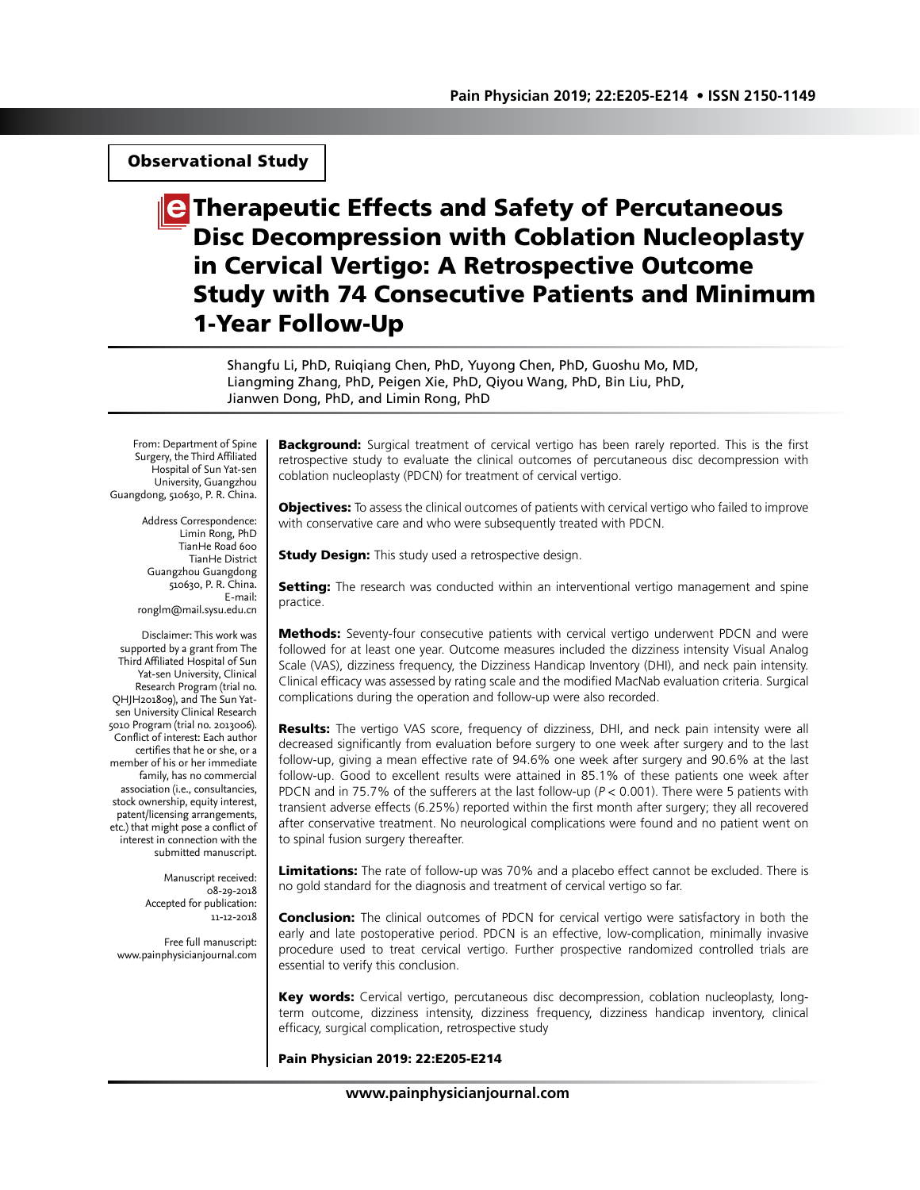Observational Study

# Therapeutic Effects and Safety of Percutaneous Disc Decompression with Coblation Nucleoplasty in Cervical Vertigo: A Retrospective Outcome Study with 74 Consecutive Patients and Minimum 1-Year Follow-Up

Shangfu Li, PhD, Ruiqiang Chen, PhD, Yuyong Chen, PhD, Guoshu Mo, MD, Liangming Zhang, PhD, Peigen Xie, PhD, Qiyou Wang, PhD, Bin Liu, PhD, Jianwen Dong, PhD, and Limin Rong, PhD

From: Department of Spine Surgery, the Third Affiliated Hospital of Sun Yat-sen University, Guangzhou Guangdong, 510630, P. R. China.

Address Correspondence: Limin Rong, PhD TianHe Road 600 TianHe District Guangzhou Guangdong 510630, P. R. China. E-mail: ronglm@mail.sysu.edu.cn

Disclaimer: This work was supported by a grant from The Third Affiliated Hospital of Sun Yat-sen University, Clinical Research Program (trial no. QHJH201809), and The Sun Yat-sen University Clinical Research 5010 Program (trial no. 2013006). Conflict of interest: Each author certifies that he or she, or a member of his or her immediate family, has no commercial association (i.e., consultancies, stock ownership, equity interest, patent/licensing arrangements, etc.) that might pose a conflict of interest in connection with the submitted manuscript.

Manuscript received: 08-29-2018
Accepted for publication: 11-12-2018

Free full manuscript: www.painphysicianjournal.com

**Background:** Surgical treatment of cervical vertigo has been rarely reported. This is the first retrospective study to evaluate the clinical outcomes of percutaneous disc decompression with coblation nucleoplasty (PDCN) for treatment of cervical vertigo.

**Objectives:** To assess the clinical outcomes of patients with cervical vertigo who failed to improve with conservative care and who were subsequently treated with PDCN.

**Study Design:** This study used a retrospective design.

**Setting:** The research was conducted within an interventional vertigo management and spine practice.

**Methods:** Seventy-four consecutive patients with cervical vertigo underwent PDCN and were followed for at least one year. Outcome measures included the dizziness intensity Visual Analog Scale (VAS), dizziness frequency, the Dizziness Handicap Inventory (DHI), and neck pain intensity. Clinical efficacy was assessed by rating scale and the modified MacNab evaluation criteria. Surgical complications during the operation and follow-up were also recorded.

**Results:** The vertigo VAS score, frequency of dizziness, DHI, and neck pain intensity were all decreased significantly from evaluation before surgery to one week after surgery and to the last follow-up, giving a mean effective rate of 94.6% one week after surgery and 90.6% at the last follow-up. Good to excellent results were attained in 85.1% of these patients one week after PDCN and in 75.7% of the sufferers at the last follow-up ($P < 0.001$). There were 5 patients with transient adverse effects (6.25%) reported within the first month after surgery; they all recovered after conservative treatment. No neurological complications were found and no patient went on to spinal fusion surgery thereafter.

**Limitations:** The rate of follow-up was 70% and a placebo effect cannot be excluded. There is no gold standard for the diagnosis and treatment of cervical vertigo so far.

**Conclusion:** The clinical outcomes of PDCN for cervical vertigo were satisfactory in both the early and late postoperative period. PDCN is an effective, low-complication, minimally invasive procedure used to treat cervical vertigo. Further prospective randomized controlled trials are essential to verify this conclusion.

**Key words:** Cervical vertigo, percutaneous disc decompression, coblation nucleoplasty, long-term outcome, dizziness intensity, dizziness frequency, dizziness handicap inventory, clinical efficacy, surgical complication, retrospective study

**Pain Physician 2019: 22:E205-E214**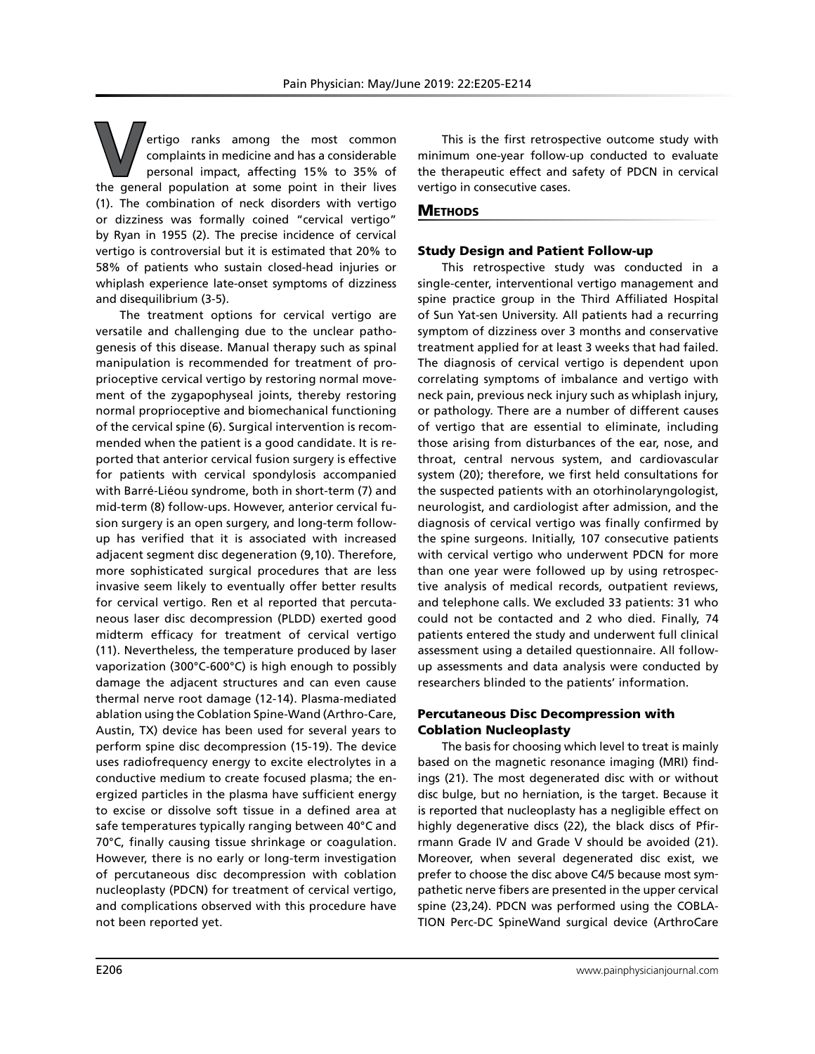Vertigo ranks among the most common complaints in medicine and has a considerable personal impact, affecting 15% to 35% of the general population at some point in their lives (1). The combination of neck disorders with vertigo or dizziness was formally coined "cervical vertigo" by Ryan in 1955 (2). The precise incidence of cervical vertigo is controversial but it is estimated that 20% to 58% of patients who sustain closed-head injuries or whiplash experience late-onset symptoms of dizziness and disequilibrium (3-5).

The treatment options for cervical vertigo are versatile and challenging due to the unclear pathogenesis of this disease. Manual therapy such as spinal manipulation is recommended for treatment of proprioceptive cervical vertigo by restoring normal movement of the zygapophyseal joints, thereby restoring normal proprioceptive and biomechanical functioning of the cervical spine (6). Surgical intervention is recommended when the patient is a good candidate. It is reported that anterior cervical fusion surgery is effective for patients with cervical spondylosis accompanied with Barré-Liéou syndrome, both in short-term (7) and mid-term (8) follow-ups. However, anterior cervical fusion surgery is an open surgery, and long-term follow-up has verified that it is associated with increased adjacent segment disc degeneration (9,10). Therefore, more sophisticated surgical procedures that are less invasive seem likely to eventually offer better results for cervical vertigo. Ren et al reported that percutaneous laser disc decompression (PLDD) exerted good midterm efficacy for treatment of cervical vertigo (11). Nevertheless, the temperature produced by laser vaporization (300°C-600°C) is high enough to possibly damage the adjacent structures and can even cause thermal nerve root damage (12-14). Plasma-mediated ablation using the Coblation Spine-Wand (Arthro-Care, Austin, TX) device has been used for several years to perform spine disc decompression (15-19). The device uses radiofrequency energy to excite electrolytes in a conductive medium to create focused plasma; the energized particles in the plasma have sufficient energy to excise or dissolve soft tissue in a defined area at safe temperatures typically ranging between 40°C and 70°C, finally causing tissue shrinkage or coagulation. However, there is no early or long-term investigation of percutaneous disc decompression with coblation nucleoplasty (PDCN) for treatment of cervical vertigo, and complications observed with this procedure have not been reported yet.

This is the first retrospective outcome study with minimum one-year follow-up conducted to evaluate the therapeutic effect and safety of PDCN in cervical vertigo in consecutive cases.

## Methods

### Study Design and Patient Follow-up

This retrospective study was conducted in a single-center, interventional vertigo management and spine practice group in the Third Affiliated Hospital of Sun Yat-sen University. All patients had a recurring symptom of dizziness over 3 months and conservative treatment applied for at least 3 weeks that had failed. The diagnosis of cervical vertigo is dependent upon correlating symptoms of imbalance and vertigo with neck pain, previous neck injury such as whiplash injury, or pathology. There are a number of different causes of vertigo that are essential to eliminate, including those arising from disturbances of the ear, nose, and throat, central nervous system, and cardiovascular system (20); therefore, we first held consultations for the suspected patients with an otorhinolaryngologist, neurologist, and cardiologist after admission, and the diagnosis of cervical vertigo was finally confirmed by the spine surgeons. Initially, 107 consecutive patients with cervical vertigo who underwent PDCN for more than one year were followed up by using retrospective analysis of medical records, outpatient reviews, and telephone calls. We excluded 33 patients: 31 who could not be contacted and 2 who died. Finally, 74 patients entered the study and underwent full clinical assessment using a detailed questionnaire. All follow-up assessments and data analysis were conducted by researchers blinded to the patients' information.

### Percutaneous Disc Decompression with Coblation Nucleoplasty

The basis for choosing which level to treat is mainly based on the magnetic resonance imaging (MRI) findings (21). The most degenerated disc with or without disc bulge, but no herniation, is the target. Because it is reported that nucleoplasty has a negligible effect on highly degenerative discs (22), the black discs of Pfirrmann Grade IV and Grade V should be avoided (21). Moreover, when several degenerated disc exist, we prefer to choose the disc above C4/5 because most sympathetic nerve fibers are presented in the upper cervical spine (23,24). PDCN was performed using the COBLATION Perc-DC SpineWand surgical device (ArthroCare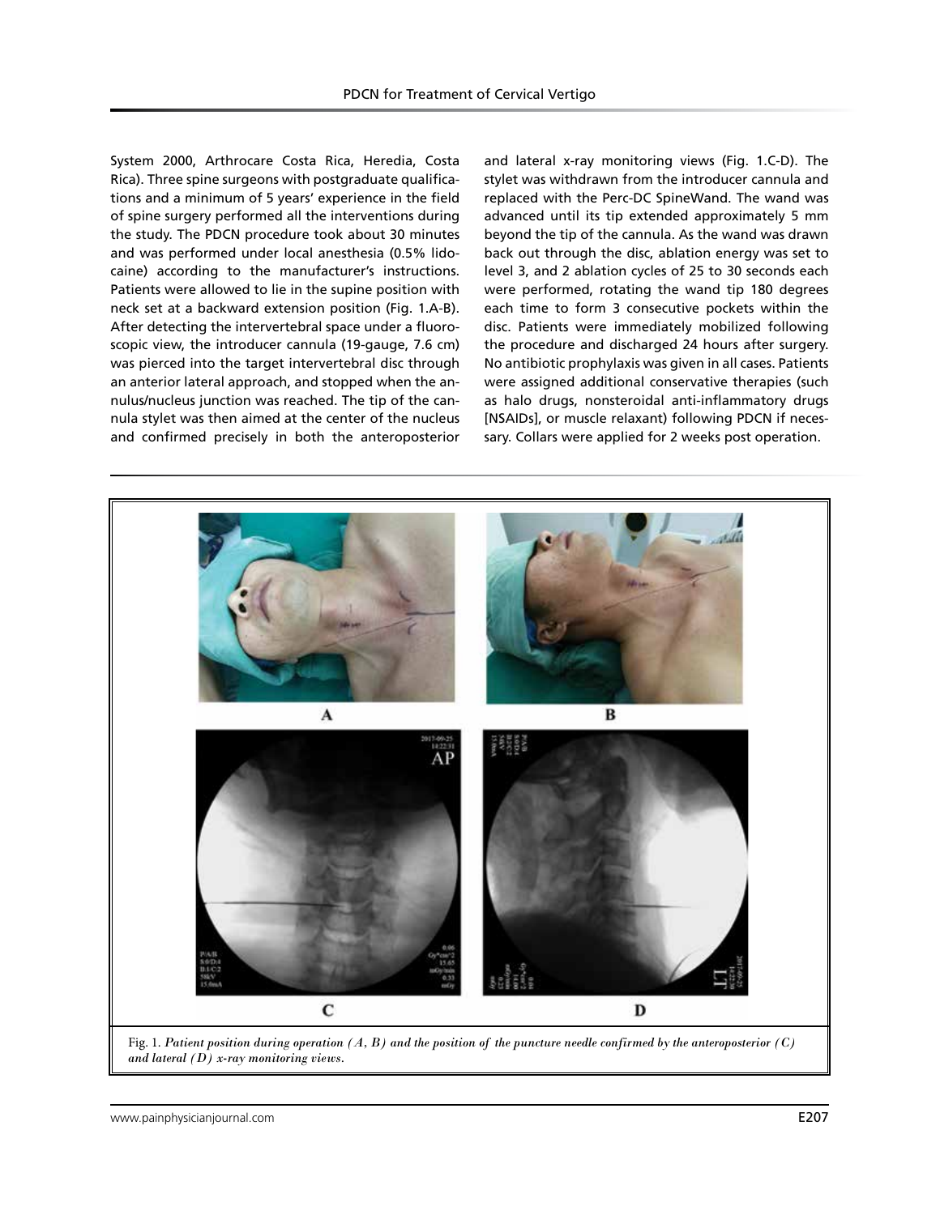System 2000, Arthrocare Costa Rica, Heredia, Costa Rica). Three spine surgeons with postgraduate qualifications and a minimum of 5 years' experience in the field of spine surgery performed all the interventions during the study. The PDCN procedure took about 30 minutes and was performed under local anesthesia (0.5% lidocaine) according to the manufacturer's instructions. Patients were allowed to lie in the supine position with neck set at a backward extension position (Fig. 1.A-B). After detecting the intervertebral space under a fluoroscopic view, the introducer cannula (19-gauge, 7.6 cm) was pierced into the target intervertebral disc through an anterior lateral approach, and stopped when the annulus/nucleus junction was reached. The tip of the cannula stylet was then aimed at the center of the nucleus and confirmed precisely in both the anteroposterior and lateral x-ray monitoring views (Fig. 1.C-D). The stylet was withdrawn from the introducer cannula and replaced with the Perc-DC SpineWand. The wand was advanced until its tip extended approximately 5 mm beyond the tip of the cannula. As the wand was drawn back out through the disc, ablation energy was set to level 3, and 2 ablation cycles of 25 to 30 seconds each were performed, rotating the wand tip 180 degrees each time to form 3 consecutive pockets within the disc. Patients were immediately mobilized following the procedure and discharged 24 hours after surgery. No antibiotic prophylaxis was given in all cases. Patients were assigned additional conservative therapies (such as halo drugs, nonsteroidal anti-inflammatory drugs [NSAIDs], or muscle relaxant) following PDCN if necessary. Collars were applied for 2 weeks post operation.

Fig. 1. *Patient position during operation (A, B) and the position of the puncture needle confirmed by the anteroposterior (C) and lateral (D) x-ray monitoring views.*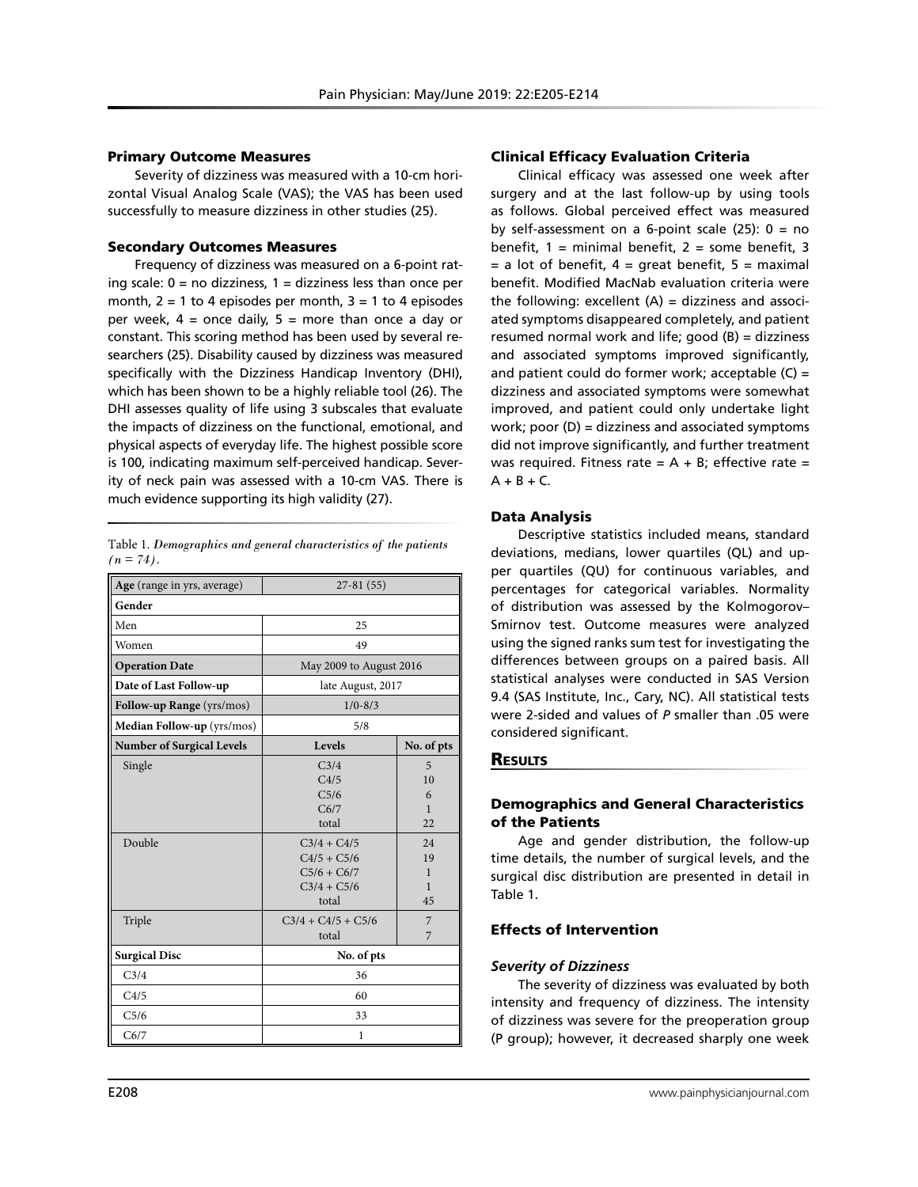### Primary Outcome Measures

Severity of dizziness was measured with a 10-cm horizontal Visual Analog Scale (VAS); the VAS has been used successfully to measure dizziness in other studies (25).

### Secondary Outcomes Measures

Frequency of dizziness was measured on a 6-point rating scale: 0 = no dizziness, 1 = dizziness less than once per month, 2 = 1 to 4 episodes per month, 3 = 1 to 4 episodes per week, 4 = once daily, 5 = more than once a day or constant. This scoring method has been used by several researchers (25). Disability caused by dizziness was measured specifically with the Dizziness Handicap Inventory (DHI), which has been shown to be a highly reliable tool (26). The DHI assesses quality of life using 3 subscales that evaluate the impacts of dizziness on the functional, emotional, and physical aspects of everyday life. The highest possible score is 100, indicating maximum self-perceived handicap. Severity of neck pain was assessed with a 10-cm VAS. There is much evidence supporting its high validity (27).

Table 1. *Demographics and general characteristics of the patients (n = 74).*

| **Age** (range in yrs, average) | 27-81 (55) | |
|---|---|---|
| **Gender** | | |
| Men | 25 | |
| Women | 49 | |
| **Operation Date** | May 2009 to August 2016 | |
| **Date of Last Follow-up** | late August, 2017 | |
| **Follow-up Range** (yrs/mos) | 1/0-8/3 | |
| **Median Follow-up** (yrs/mos) | 5/8 | |
| **Number of Surgical Levels** | **Levels** | **No. of pts** |
| Single | C3/4 | 5 |
| | C4/5 | 10 |
| | C5/6 | 6 |
| | C6/7 | 1 |
| | total | 22 |
| Double | C3/4 + C4/5 | 24 |
| | C4/5 + C5/6 | 19 |
| | C5/6 + C6/7 | 1 |
| | C3/4 + C5/6 | 1 |
| | total | 45 |
| Triple | C3/4 + C4/5 + C5/6 | 7 |
| | total | 7 |
| **Surgical Disc** | **No. of pts** | |
| C3/4 | 36 | |
| C4/5 | 60 | |
| C5/6 | 33 | |
| C6/7 | 1 | |

### Clinical Efficacy Evaluation Criteria

Clinical efficacy was assessed one week after surgery and at the last follow-up by using tools as follows. Global perceived effect was measured by self-assessment on a 6-point scale (25): 0 = no benefit, 1 = minimal benefit, 2 = some benefit, 3 = a lot of benefit, 4 = great benefit, 5 = maximal benefit. Modified MacNab evaluation criteria were the following: excellent (A) = dizziness and associated symptoms disappeared completely, and patient resumed normal work and life; good (B) = dizziness and associated symptoms improved significantly, and patient could do former work; acceptable (C) = dizziness and associated symptoms were somewhat improved, and patient could only undertake light work; poor (D) = dizziness and associated symptoms did not improve significantly, and further treatment was required. Fitness rate = A + B; effective rate = A + B + C.

### Data Analysis

Descriptive statistics included means, standard deviations, medians, lower quartiles (QL) and upper quartiles (QU) for continuous variables, and percentages for categorical variables. Normality of distribution was assessed by the Kolmogorov–Smirnov test. Outcome measures were analyzed using the signed ranks sum test for investigating the differences between groups on a paired basis. All statistical analyses were conducted in SAS Version 9.4 (SAS Institute, Inc., Cary, NC). All statistical tests were 2-sided and values of *P* smaller than .05 were considered significant.

## Results

### Demographics and General Characteristics of the Patients

Age and gender distribution, the follow-up time details, the number of surgical levels, and the surgical disc distribution are presented in detail in Table 1.

### Effects of Intervention

#### *Severity of Dizziness*

The severity of dizziness was evaluated by both intensity and frequency of dizziness. The intensity of dizziness was severe for the preoperation group (P group); however, it decreased sharply one week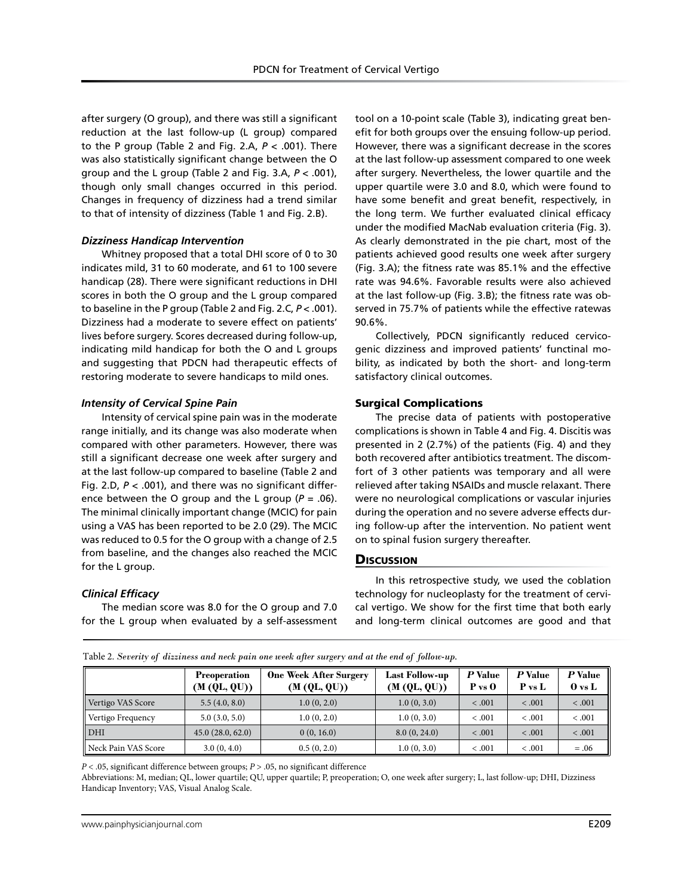after surgery (O group), and there was still a significant reduction at the last follow-up (L group) compared to the P group (Table 2 and Fig. 2.A, $P < .001$). There was also statistically significant change between the O group and the L group (Table 2 and Fig. 3.A, $P < .001$), though only small changes occurred in this period. Changes in frequency of dizziness had a trend similar to that of intensity of dizziness (Table 1 and Fig. 2.B).

### *Dizziness Handicap Intervention*

Whitney proposed that a total DHI score of 0 to 30 indicates mild, 31 to 60 moderate, and 61 to 100 severe handicap (28). There were significant reductions in DHI scores in both the O group and the L group compared to baseline in the P group (Table 2 and Fig. 2.C, $P < .001$). Dizziness had a moderate to severe effect on patients' lives before surgery. Scores decreased during follow-up, indicating mild handicap for both the O and L groups and suggesting that PDCN had therapeutic effects of restoring moderate to severe handicaps to mild ones.

### *Intensity of Cervical Spine Pain*

Intensity of cervical spine pain was in the moderate range initially, and its change was also moderate when compared with other parameters. However, there was still a significant decrease one week after surgery and at the last follow-up compared to baseline (Table 2 and Fig. 2.D, $P < .001$), and there was no significant difference between the O group and the L group ($P = .06$). The minimal clinically important change (MCIC) for pain using a VAS has been reported to be 2.0 (29). The MCIC was reduced to 0.5 for the O group with a change of 2.5 from baseline, and the changes also reached the MCIC for the L group.

### *Clinical Efficacy*

The median score was 8.0 for the O group and 7.0 for the L group when evaluated by a self-assessment tool on a 10-point scale (Table 3), indicating great benefit for both groups over the ensuing follow-up period. However, there was a significant decrease in the scores at the last follow-up assessment compared to one week after surgery. Nevertheless, the lower quartile and the upper quartile were 3.0 and 8.0, which were found to have some benefit and great benefit, respectively, in the long term. We further evaluated clinical efficacy under the modified MacNab evaluation criteria (Fig. 3). As clearly demonstrated in the pie chart, most of the patients achieved good results one week after surgery (Fig. 3.A); the fitness rate was 85.1% and the effective rate was 94.6%. Favorable results were also achieved at the last follow-up (Fig. 3.B); the fitness rate was observed in 75.7% of patients while the effective ratewas 90.6%.

Collectively, PDCN significantly reduced cervicogenic dizziness and improved patients' functinal mobility, as indicated by both the short- and long-term satisfactory clinical outcomes.

## Surgical Complications

The precise data of patients with postoperative complications is shown in Table 4 and Fig. 4. Discitis was presented in 2 (2.7%) of the patients (Fig. 4) and they both recovered after antibiotics treatment. The discomfort of 3 other patients was temporary and all were relieved after taking NSAIDs and muscle relaxant. There were no neurological complications or vascular injuries during the operation and no severe adverse effects during follow-up after the intervention. No patient went on to spinal fusion surgery thereafter.

## Discussion

In this retrospective study, we used the coblation technology for nucleoplasty for the treatment of cervical vertigo. We show for the first time that both early and long-term clinical outcomes are good and that

Table 2. *Severity of dizziness and neck pain one week after surgery and at the end of follow-up.*

| | Preoperation (M (QL, QU)) | One Week After Surgery (M (QL, QU)) | Last Follow-up (M (QL, QU)) | *P* Value P vs O | *P* Value P vs L | *P* Value O vs L |
|---|---|---|---|---|---|---|
| Vertigo VAS Score | 5.5 (4.0, 8.0) | 1.0 (0, 2.0) | 1.0 (0, 3.0) | < .001 | < .001 | < .001 |
| Vertigo Frequency | 5.0 (3.0, 5.0) | 1.0 (0, 2.0) | 1.0 (0, 3.0) | < .001 | < .001 | < .001 |
| DHI | 45.0 (28.0, 62.0) | 0 (0, 16.0) | 8.0 (0, 24.0) | < .001 | < .001 | < .001 |
| Neck Pain VAS Score | 3.0 (0, 4.0) | 0.5 (0, 2.0) | 1.0 (0, 3.0) | < .001 | < .001 | = .06 |

$P < .05$, significant difference between groups; $P > .05$, no significant difference

Abbreviations: M, median; QL, lower quartile; QU, upper quartile; P, preoperation; O, one week after surgery; L, last follow-up; DHI, Dizziness Handicap Inventory; VAS, Visual Analog Scale.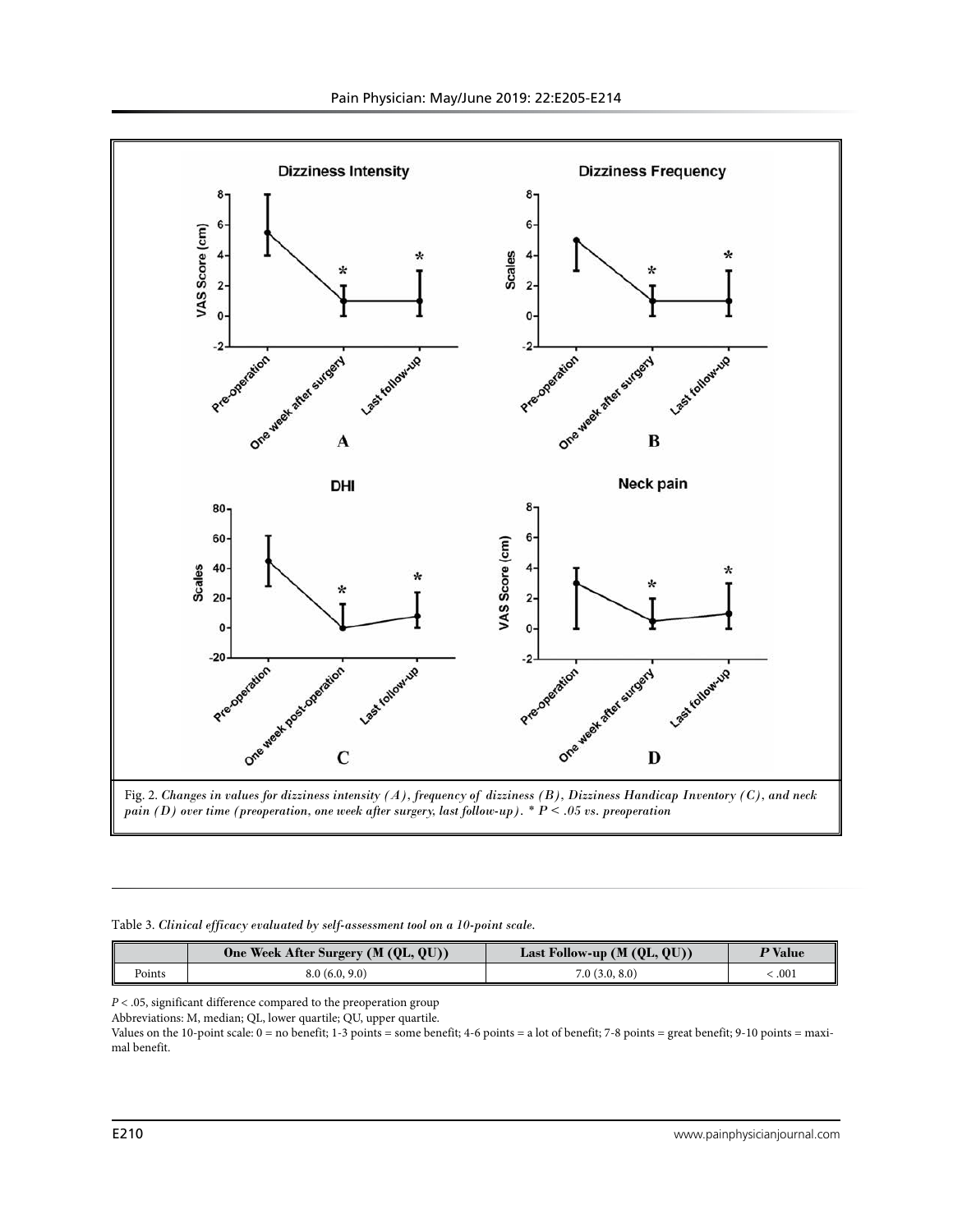Fig. 2. *Changes in values for dizziness intensity (A), frequency of dizziness (B), Dizziness Handicap Inventory (C), and neck pain (D) over time (preoperation, one week after surgery, last follow-up). * P < .05 vs. preoperation*

Table 3. *Clinical efficacy evaluated by self-assessment tool on a 10-point scale.*

| | One Week After Surgery (M (QL, QU)) | Last Follow-up (M (QL, QU)) | *P* Value |
|---|---|---|---|
| Points | 8.0 (6.0, 9.0) | 7.0 (3.0, 8.0) | < .001 |

$P < .05$, significant difference compared to the preoperation group

Abbreviations: M, median; QL, lower quartile; QU, upper quartile.

Values on the 10-point scale: 0 = no benefit; 1-3 points = some benefit; 4-6 points = a lot of benefit; 7-8 points = great benefit; 9-10 points = maximal benefit.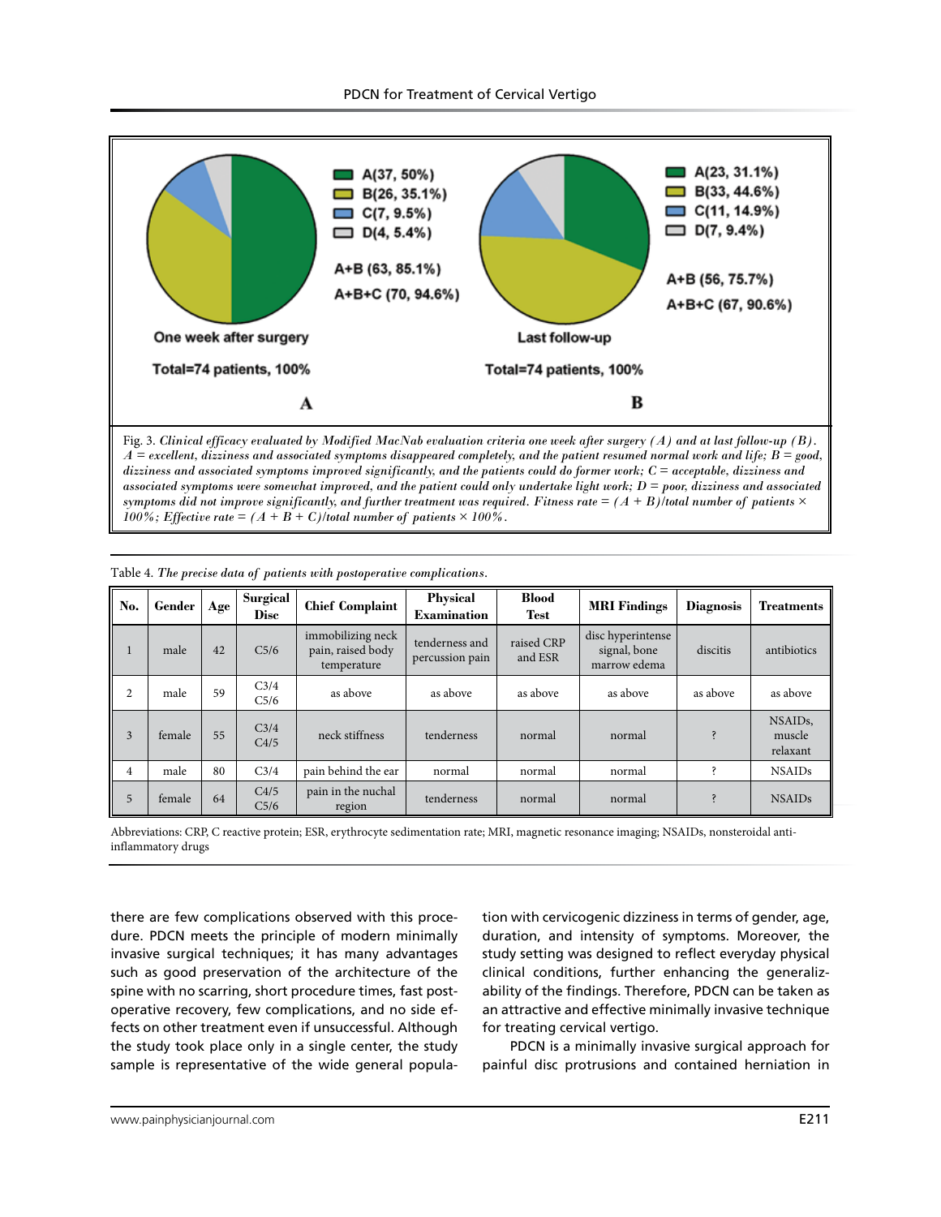A(37, 50%)
B(26, 35.1%)
C(7, 9.5%)
D(4, 5.4%)

A+B (63, 85.1%)
A+B+C (70, 94.6%)

One week after surgery

Total=74 patients, 100%

A

A(23, 31.1%)
B(33, 44.6%)
C(11, 14.9%)
D(7, 9.4%)

A+B (56, 75.7%)
A+B+C (67, 90.6%)

Last follow-up

Total=74 patients, 100%

B

Fig. 3. *Clinical efficacy evaluated by Modified MacNab evaluation criteria one week after surgery (A) and at last follow-up (B). A = excellent, dizziness and associated symptoms disappeared completely, and the patient resumed normal work and life; B = good, dizziness and associated symptoms improved significantly, and the patients could do former work; C = acceptable, dizziness and associated symptoms were somewhat improved, and the patient could only undertake light work; D = poor, dizziness and associated symptoms did not improve significantly, and further treatment was required. Fitness rate = (A + B)/total number of patients × 100%; Effective rate = (A + B + C)/total number of patients × 100%.*

Table 4. *The precise data of patients with postoperative complications.*

| No. | Gender | Age | Surgical Disc | Chief Complaint | Physical Examination | Blood Test | MRI Findings | Diagnosis | Treatments |
|---|---|---|---|---|---|---|---|---|---|
| 1 | male | 42 | C5/6 | immobilizing neck pain, raised body temperature | tenderness and percussion pain | raised CRP and ESR | disc hyperintense signal, bone marrow edema | discitis | antibiotics |
| 2 | male | 59 | C3/4 C5/6 | as above | as above | as above | as above | as above | as above |
| 3 | female | 55 | C3/4 C4/5 | neck stiffness | tenderness | normal | normal | ? | NSAIDs, muscle relaxant |
| 4 | male | 80 | C3/4 | pain behind the ear | normal | normal | normal | ? | NSAIDs |
| 5 | female | 64 | C4/5 C5/6 | pain in the nuchal region | tenderness | normal | normal | ? | NSAIDs |

Abbreviations: CRP, C reactive protein; ESR, erythrocyte sedimentation rate; MRI, magnetic resonance imaging; NSAIDs, nonsteroidal anti-inflammatory drugs

there are few complications observed with this procedure. PDCN meets the principle of modern minimally invasive surgical techniques; it has many advantages such as good preservation of the architecture of the spine with no scarring, short procedure times, fast postoperative recovery, few complications, and no side effects on other treatment even if unsuccessful. Although the study took place only in a single center, the study sample is representative of the wide general population with cervicogenic dizziness in terms of gender, age, duration, and intensity of symptoms. Moreover, the study setting was designed to reflect everyday physical clinical conditions, further enhancing the generalizability of the findings. Therefore, PDCN can be taken as an attractive and effective minimally invasive technique for treating cervical vertigo.

PDCN is a minimally invasive surgical approach for painful disc protrusions and contained herniation in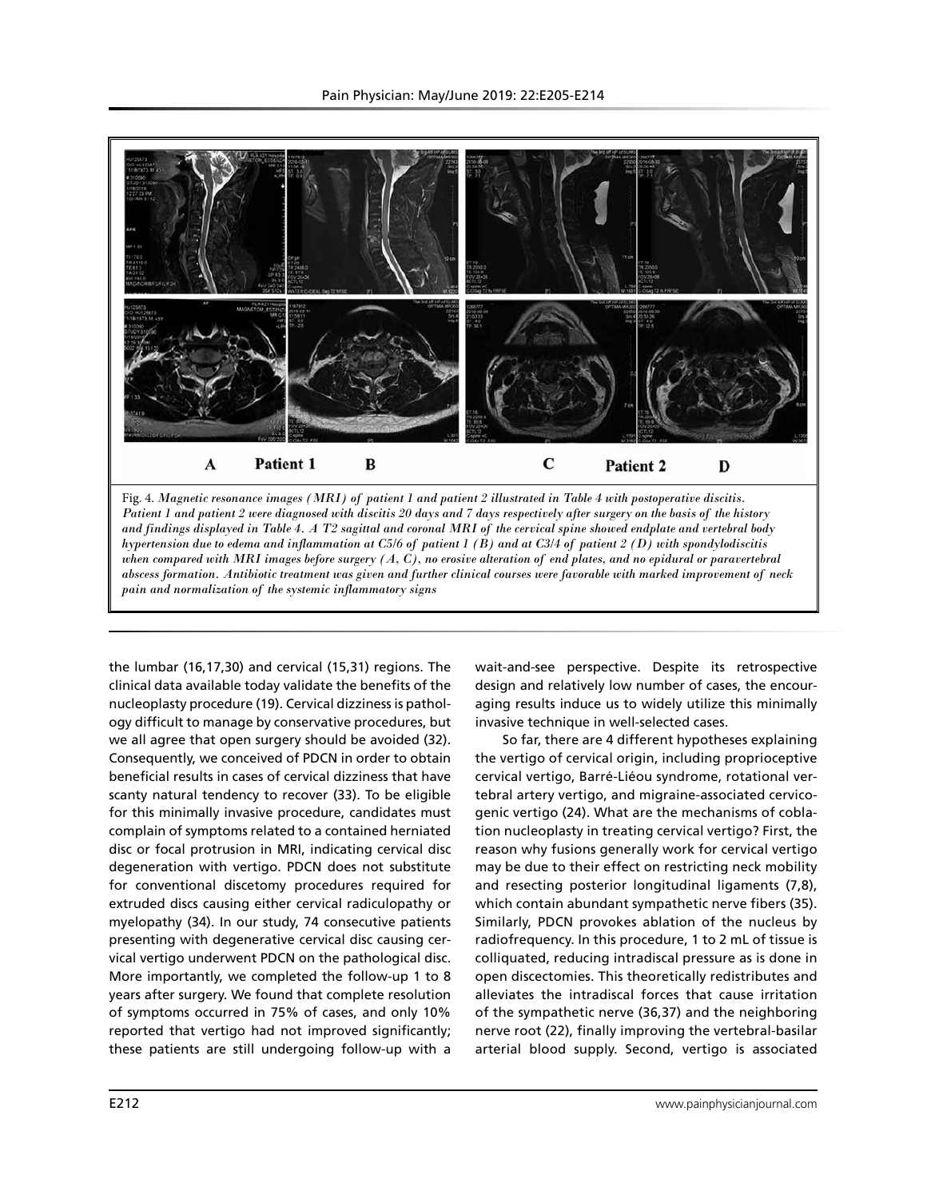Fig. 4. *Magnetic resonance images (MRI) of patient 1 and patient 2 illustrated in Table 4 with postoperative discitis. Patient 1 and patient 2 were diagnosed with discitis 20 days and 7 days respectively after surgery on the basis of the history and findings displayed in Table 4. A T2 sagittal and coronal MRI of the cervical spine showed endplate and vertebral body hypertension due to edema and inflammation at C5/6 of patient 1 (B) and at C3/4 of patient 2 (D) with spondylodiscitis when compared with MRI images before surgery (A, C), no erosive alteration of end plates, and no epidural or paravertebral abscess formation. Antibiotic treatment was given and further clinical courses were favorable with marked improvement of neck pain and normalization of the systemic inflammatory signs*

the lumbar (16,17,30) and cervical (15,31) regions. The clinical data available today validate the benefits of the nucleoplasty procedure (19). Cervical dizziness is pathology difficult to manage by conservative procedures, but we all agree that open surgery should be avoided (32). Consequently, we conceived of PDCN in order to obtain beneficial results in cases of cervical dizziness that have scanty natural tendency to recover (33). To be eligible for this minimally invasive procedure, candidates must complain of symptoms related to a contained herniated disc or focal protrusion in MRI, indicating cervical disc degeneration with vertigo. PDCN does not substitute for conventional discetomy procedures required for extruded discs causing either cervical radiculopathy or myelopathy (34). In our study, 74 consecutive patients presenting with degenerative cervical disc causing cervical vertigo underwent PDCN on the pathological disc. More importantly, we completed the follow-up 1 to 8 years after surgery. We found that complete resolution of symptoms occurred in 75% of cases, and only 10% reported that vertigo had not improved significantly; these patients are still undergoing follow-up with a wait-and-see perspective. Despite its retrospective design and relatively low number of cases, the encouraging results induce us to widely utilize this minimally invasive technique in well-selected cases.

So far, there are 4 different hypotheses explaining the vertigo of cervical origin, including proprioceptive cervical vertigo, Barré-Liéou syndrome, rotational vertebral artery vertigo, and migraine-associated cervicogenic vertigo (24). What are the mechanisms of coblation nucleoplasty in treating cervical vertigo? First, the reason why fusions generally work for cervical vertigo may be due to their effect on restricting neck mobility and resecting posterior longitudinal ligaments (7,8), which contain abundant sympathetic nerve fibers (35). Similarly, PDCN provokes ablation of the nucleus by radiofrequency. In this procedure, 1 to 2 mL of tissue is colliquated, reducing intradiscal pressure as is done in open discectomies. This theoretically redistributes and alleviates the intradiscal forces that cause irritation of the sympathetic nerve (36,37) and the neighboring nerve root (22), finally improving the vertebral-basilar arterial blood supply. Second, vertigo is associated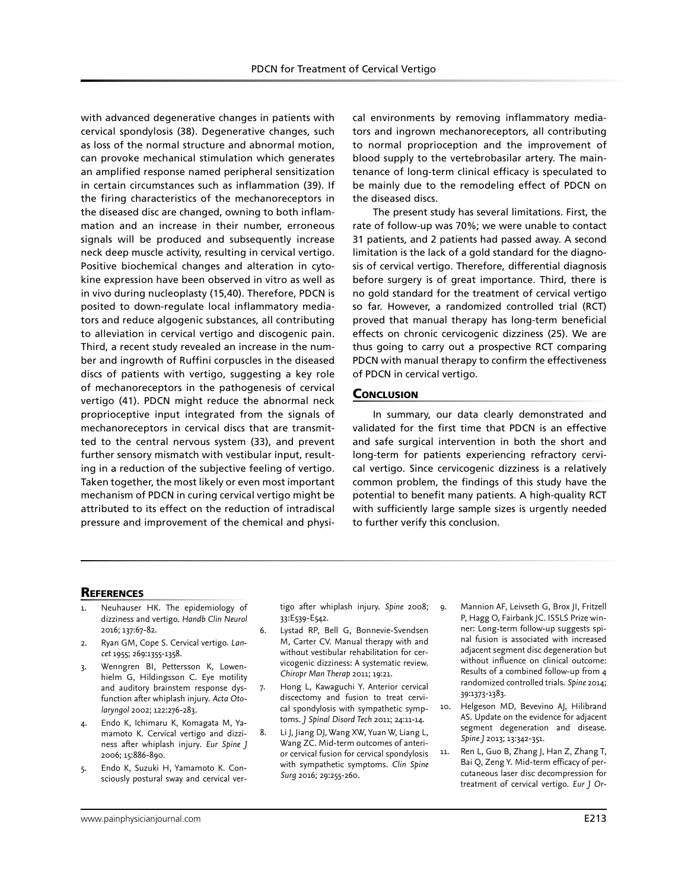with advanced degenerative changes in patients with cervical spondylosis (38). Degenerative changes, such as loss of the normal structure and abnormal motion, can provoke mechanical stimulation which generates an amplified response named peripheral sensitization in certain circumstances such as inflammation (39). If the firing characteristics of the mechanoreceptors in the diseased disc are changed, owning to both inflammation and an increase in their number, erroneous signals will be produced and subsequently increase neck deep muscle activity, resulting in cervical vertigo. Positive biochemical changes and alteration in cytokine expression have been observed in vitro as well as in vivo during nucleoplasty (15,40). Therefore, PDCN is posited to down-regulate local inflammatory mediators and reduce algogenic substances, all contributing to alleviation in cervical vertigo and discogenic pain. Third, a recent study revealed an increase in the number and ingrowth of Ruffini corpuscles in the diseased discs of patients with vertigo, suggesting a key role of mechanoreceptors in the pathogenesis of cervical vertigo (41). PDCN might reduce the abnormal neck proprioceptive input integrated from the signals of mechanoreceptors in cervical discs that are transmitted to the central nervous system (33), and prevent further sensory mismatch with vestibular input, resulting in a reduction of the subjective feeling of vertigo. Taken together, the most likely or even most important mechanism of PDCN in curing cervical vertigo might be attributed to its effect on the reduction of intradiscal pressure and improvement of the chemical and physical environments by removing inflammatory mediators and ingrown mechanoreceptors, all contributing to normal proprioception and the improvement of blood supply to the vertebrobasilar artery. The maintenance of long-term clinical efficacy is speculated to be mainly due to the remodeling effect of PDCN on the diseased discs.

The present study has several limitations. First, the rate of follow-up was 70%; we were unable to contact 31 patients, and 2 patients had passed away. A second limitation is the lack of a gold standard for the diagnosis of cervical vertigo. Therefore, differential diagnosis before surgery is of great importance. Third, there is no gold standard for the treatment of cervical vertigo so far. However, a randomized controlled trial (RCT) proved that manual therapy has long-term beneficial effects on chronic cervicogenic dizziness (25). We are thus going to carry out a prospective RCT comparing PDCN with manual therapy to confirm the effectiveness of PDCN in cervical vertigo.

## Conclusion

In summary, our data clearly demonstrated and validated for the first time that PDCN is an effective and safe surgical intervention in both the short and long-term for patients experiencing refractory cervical vertigo. Since cervicogenic dizziness is a relatively common problem, the findings of this study have the potential to benefit many patients. A high-quality RCT with sufficiently large sample sizes is urgently needed to further verify this conclusion.

## References

1. Neuhauser HK. The epidemiology of dizziness and vertigo. *Handb Clin Neurol* 2016; 137:67-82.
2. Ryan GM, Cope S. Cervical vertigo. *Lancet* 1955; 269:1355-1358.
3. Wenngren BI, Pettersson K, Lowenhielm G, Hildingsson C. Eye motility and auditory brainstem response dysfunction after whiplash injury. *Acta Otolaryngol* 2002; 122:276-283.
4. Endo K, Ichimaru K, Komagata M, Yamamoto K. Cervical vertigo and dizziness after whiplash injury. *Eur Spine J* 2006; 15:886-890.
5. Endo K, Suzuki H, Yamamoto K. Consciously postural sway and cervical vertigo after whiplash injury. *Spine* 2008; 33:E539-E542.
6. Lystad RP, Bell G, Bonnevie-Svendsen M, Carter CV. Manual therapy with and without vestibular rehabilitation for cervicogenic dizziness: A systematic review. *Chiropr Man Therap* 2011; 19:21.
7. Hong L, Kawaguchi Y. Anterior cervical discectomy and fusion to treat cervical spondylosis with sympathetic symptoms. *J Spinal Disord Tech* 2011; 24:11-14.
8. Li J, Jiang DJ, Wang XW, Yuan W, Liang L, Wang ZC. Mid-term outcomes of anterior cervical fusion for cervical spondylosis with sympathetic symptoms. *Clin Spine Surg* 2016; 29:255-260.
9. Mannion AF, Leivseth G, Brox JI, Fritzell P, Hagg O, Fairbank JC. ISSLS Prize winner: Long-term follow-up suggests spinal fusion is associated with increased adjacent segment disc degeneration but without influence on clinical outcome: Results of a combined follow-up from 4 randomized controlled trials. *Spine* 2014; 39:1373-1383.
10. Helgeson MD, Bevevino AJ, Hilibrand AS. Update on the evidence for adjacent segment degeneration and disease. *Spine J* 2013; 13:342-351.
11. Ren L, Guo B, Zhang J, Han Z, Zhang T, Bai Q, Zeng Y. Mid-term efficacy of percutaneous laser disc decompression for treatment of cervical vertigo. *Eur J Or-*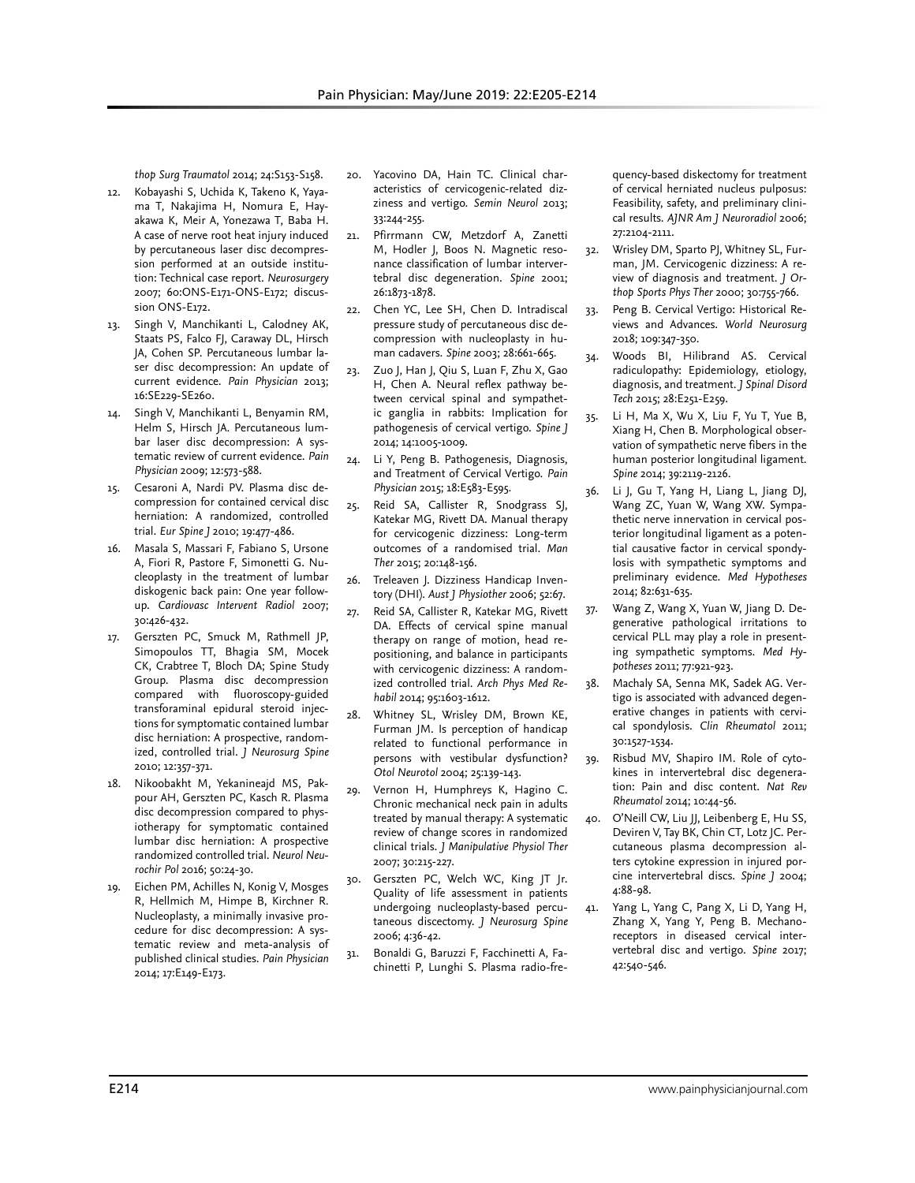*thop Surg Traumatol* 2014; 24:S153-S158.

12. Kobayashi S, Uchida K, Takeno K, Yayama T, Nakajima H, Nomura E, Hayakawa K, Meir A, Yonezawa T, Baba H. A case of nerve root heat injury induced by percutaneous laser disc decompression performed at an outside institution: Technical case report. *Neurosurgery* 2007; 60:ONS-E171-ONS-E172; discussion ONS-E172.
13. Singh V, Manchikanti L, Calodney AK, Staats PS, Falco FJ, Caraway DL, Hirsch JA, Cohen SP. Percutaneous lumbar laser disc decompression: An update of current evidence. *Pain Physician* 2013; 16:SE229-SE260.
14. Singh V, Manchikanti L, Benyamin RM, Helm S, Hirsch JA. Percutaneous lumbar laser disc decompression: A systematic review of current evidence. *Pain Physician* 2009; 12:573-588.
15. Cesaroni A, Nardi PV. Plasma disc decompression for contained cervical disc herniation: A randomized, controlled trial. *Eur Spine J* 2010; 19:477-486.
16. Masala S, Massari F, Fabiano S, Ursone A, Fiori R, Pastore F, Simonetti G. Nucleoplasty in the treatment of lumbar diskogenic back pain: One year follow-up. *Cardiovasc Intervent Radiol* 2007; 30:426-432.
17. Gerszten PC, Smuck M, Rathmell JP, Simopoulos TT, Bhagia SM, Mocek CK, Crabtree T, Bloch DA; Spine Study Group. Plasma disc decompression compared with fluoroscopy-guided transforaminal epidural steroid injections for symptomatic contained lumbar disc herniation: A prospective, randomized, controlled trial. *J Neurosurg Spine* 2010; 12:357-371.
18. Nikoobakht M, Yekanineajd MS, Pakpour AH, Gerszten PC, Kasch R. Plasma disc decompression compared to physiotherapy for symptomatic contained lumbar disc herniation: A prospective randomized controlled trial. *Neurol Neurochir Pol* 2016; 50:24-30.
19. Eichen PM, Achilles N, Konig V, Mosges R, Hellmich M, Himpe B, Kirchner R. Nucleoplasty, a minimally invasive procedure for disc decompression: A systematic review and meta-analysis of published clinical studies. *Pain Physician* 2014; 17:E149-E173.
20. Yacovino DA, Hain TC. Clinical characteristics of cervicogenic-related dizziness and vertigo. *Semin Neurol* 2013; 33:244-255.
21. Pfirrmann CW, Metzdorf A, Zanetti M, Hodler J, Boos N. Magnetic resonance classification of lumbar intervertebral disc degeneration. *Spine* 2001; 26:1873-1878.
22. Chen YC, Lee SH, Chen D. Intradiscal pressure study of percutaneous disc decompression with nucleoplasty in human cadavers. *Spine* 2003; 28:661-665.
23. Zuo J, Han J, Qiu S, Luan F, Zhu X, Gao H, Chen A. Neural reflex pathway between cervical spinal and sympathetic ganglia in rabbits: Implication for pathogenesis of cervical vertigo. *Spine J* 2014; 14:1005-1009.
24. Li Y, Peng B. Pathogenesis, Diagnosis, and Treatment of Cervical Vertigo. *Pain Physician* 2015; 18:E583-E595.
25. Reid SA, Callister R, Snodgrass SJ, Katekar MG, Rivett DA. Manual therapy for cervicogenic dizziness: Long-term outcomes of a randomised trial. *Man Ther* 2015; 20:148-156.
26. Treleaven J. Dizziness Handicap Inventory (DHI). *Aust J Physiother* 2006; 52:67.
27. Reid SA, Callister R, Katekar MG, Rivett DA. Effects of cervical spine manual therapy on range of motion, head repositioning, and balance in participants with cervicogenic dizziness: A randomized controlled trial. *Arch Phys Med Rehabil* 2014; 95:1603-1612.
28. Whitney SL, Wrisley DM, Brown KE, Furman JM. Is perception of handicap related to functional performance in persons with vestibular dysfunction? *Otol Neurotol* 2004; 25:139-143.
29. Vernon H, Humphreys K, Hagino C. Chronic mechanical neck pain in adults treated by manual therapy: A systematic review of change scores in randomized clinical trials. *J Manipulative Physiol Ther* 2007; 30:215-227.
30. Gerszten PC, Welch WC, King JT Jr. Quality of life assessment in patients undergoing nucleoplasty-based percutaneous discectomy. *J Neurosurg Spine* 2006; 4:36-42.
31. Bonaldi G, Baruzzi F, Facchinetti A, Fachinetti P, Lunghi S. Plasma radio-frequency-based diskectomy for treatment of cervical herniated nucleus pulposus: Feasibility, safety, and preliminary clinical results. *AJNR Am J Neuroradiol* 2006; 27:2104-2111.
32. Wrisley DM, Sparto PJ, Whitney SL, Furman, JM. Cervicogenic dizziness: A review of diagnosis and treatment. *J Orthop Sports Phys Ther* 2000; 30:755-766.
33. Peng B. Cervical Vertigo: Historical Reviews and Advances. *World Neurosurg* 2018; 109:347-350.
34. Woods BI, Hilibrand AS. Cervical radiculopathy: Epidemiology, etiology, diagnosis, and treatment. *J Spinal Disord Tech* 2015; 28:E251-E259.
35. Li H, Ma X, Wu X, Liu F, Yu T, Yue B, Xiang H, Chen B. Morphological observation of sympathetic nerve fibers in the human posterior longitudinal ligament. *Spine* 2014; 39:2119-2126.
36. Li J, Gu T, Yang H, Liang L, Jiang DJ, Wang ZC, Yuan W, Wang XW. Sympathetic nerve innervation in cervical posterior longitudinal ligament as a potential causative factor in cervical spondylosis with sympathetic symptoms and preliminary evidence. *Med Hypotheses* 2014; 82:631-635.
37. Wang Z, Wang X, Yuan W, Jiang D. Degenerative pathological irritations to cervical PLL may play a role in presenting sympathetic symptoms. *Med Hypotheses* 2011; 77:921-923.
38. Machaly SA, Senna MK, Sadek AG. Vertigo is associated with advanced degenerative changes in patients with cervical spondylosis. *Clin Rheumatol* 2011; 30:1527-1534.
39. Risbud MV, Shapiro IM. Role of cytokines in intervertebral disc degeneration: Pain and disc content. *Nat Rev Rheumatol* 2014; 10:44-56.
40. O'Neill CW, Liu JJ, Leibenberg E, Hu SS, Deviren V, Tay BK, Chin CT, Lotz JC. Percutaneous plasma decompression alters cytokine expression in injured porcine intervertebral discs. *Spine J* 2004; 4:88-98.
41. Yang L, Yang C, Pang X, Li D, Yang H, Zhang X, Yang Y, Peng B. Mechanoreceptors in diseased cervical intervertebral disc and vertigo. *Spine* 2017; 42:540-546.